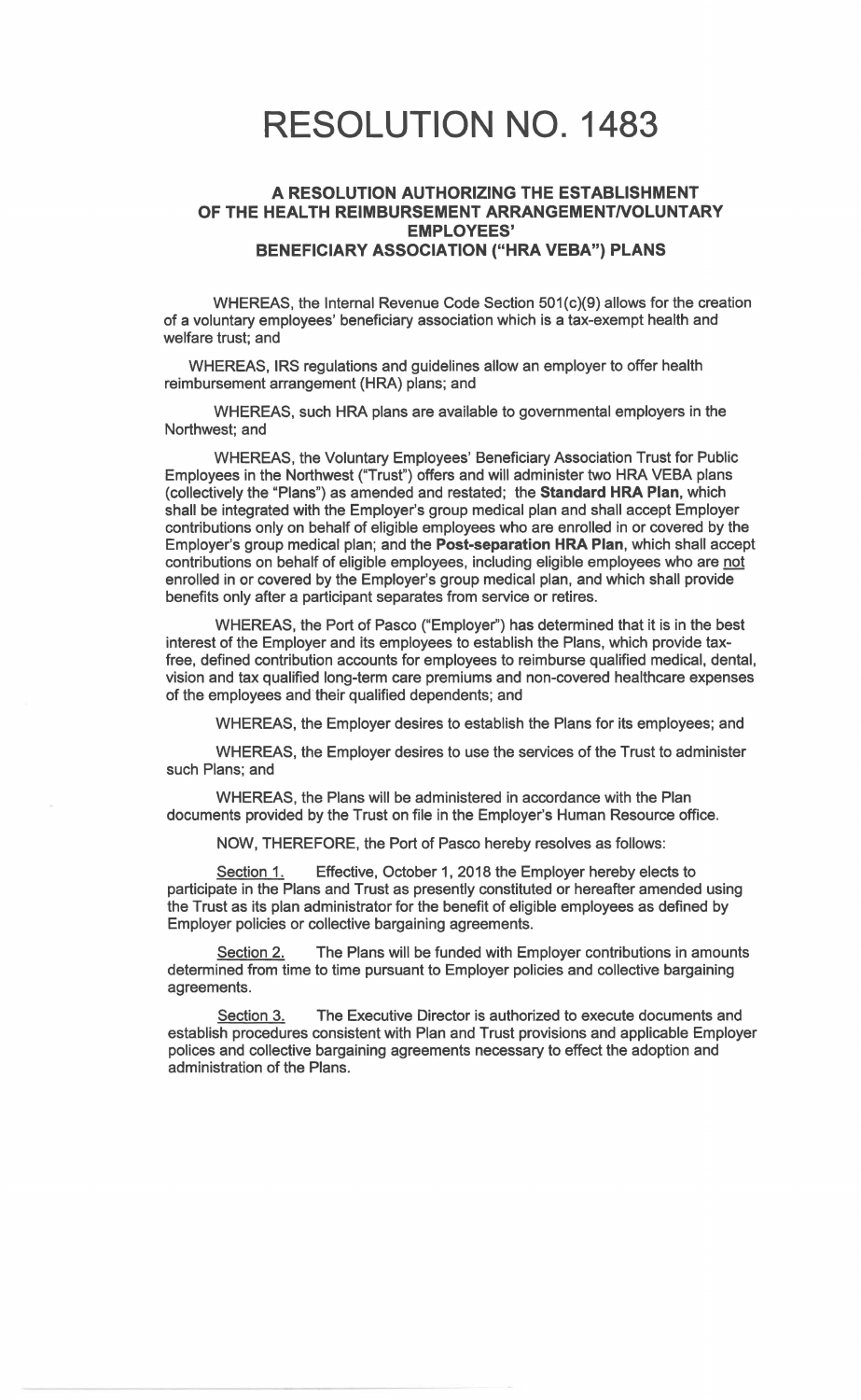# RESOLUTION NO. 1483

### A RESOLUTION AUTHORIZING THE ESTABLISHMENT OF THE HEALTH REIMBURSEMENT ARRANGEMENT/VOLUNTARY EMPLOYEES' BENEFICIARY ASSOCIATION ("HRA VEBA") PLANS

WHEREAS, the Internal Revenue Code Section 501(c)(9) allows for the creation of a voluntary employees' beneficiary association which is a tax-exempt health and welfare trust; and

WHEREAS, IRS regulations and guidelines allow an employer to offer health reimbursement arrangement (HRA) plans; and

WHEREAS, such HRA plans are available to governmental employers in the Northwest; and

WHEREAS, the Voluntary Employees' Beneficiary Association Trust for Public Employees in the Northwest ("Trust") offers and will administer two HRA VEBA plans (collectively the "Plans") as amended and restated; the **Standard HRA Plan**, which shall be integrated with the Employer's group medical plan and shall accept Employer contributions only on behalf of eligible employees who are enrolled in or covered by the Employer's group medical plan; and the **Post-separation HRA Plan**, which shall accept contributions on behalf of eligible employees, including eligible employees who are <u>not</u> enrolled in or covered by the Employer's group medical plan, and which shall provide benefits only after a participant separates from service or retires.

WHEREAS, the Port of Pasco ("Employer") has determined that it is in the best interest of the Employer and its employees to establish the Plans, which provide tax-free, defined contribution accounts for employees to reimburse qualified medical, dental, vision and tax qualified long-term care premiums and non-covered healthcare expenses of the employees and their qualified dependents; and

WHEREAS, the Employer desires to establish the Plans for its employees; and

WHEREAS, the Employer desires to use the services of the Trust to administer such Plans; and

WHEREAS, the Plans will be administered in accordance with the Plan documents provided by the Trust on file in the Employer's Human Resource office.

NOW, THEREFORE, the Port of Pasco hereby resolves as follows:

<u>Section 1.</u> Effective, October 1, 2018 the Employer hereby elects to participate in the Plans and Trust as presently constituted or hereafter amended using the Trust as its plan administrator for the benefit of eligible employees as defined by Employer policies or collective bargaining agreements.

<u>Section 2.</u> The Plans will be funded with Employer contributions in amounts determined from time to time pursuant to Employer policies and collective bargaining agreements.

<u>Section 3.</u> The Executive Director is authorized to execute documents and establish procedures consistent with Plan and Trust provisions and applicable Employer polices and collective bargaining agreements necessary to effect the adoption and administration of the Plans.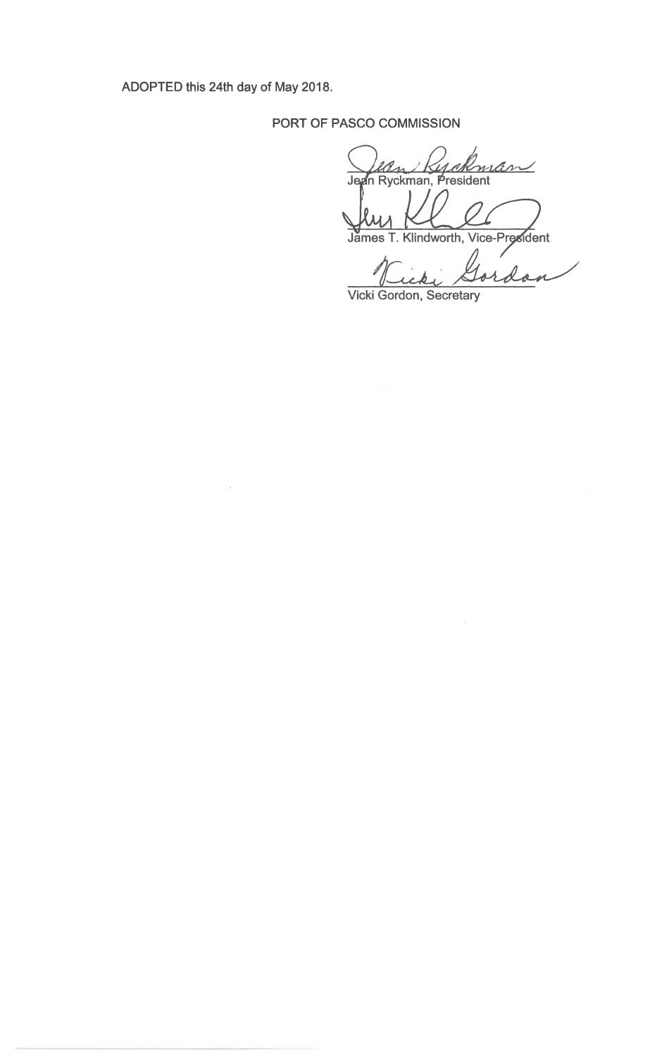ADOPTED this 24th day of May 2018.

PORT OF PASCO COMMISSION

Jean Ryckman, President

James T. Klindworth, Vice-President

Vicki Gordon, Secretary